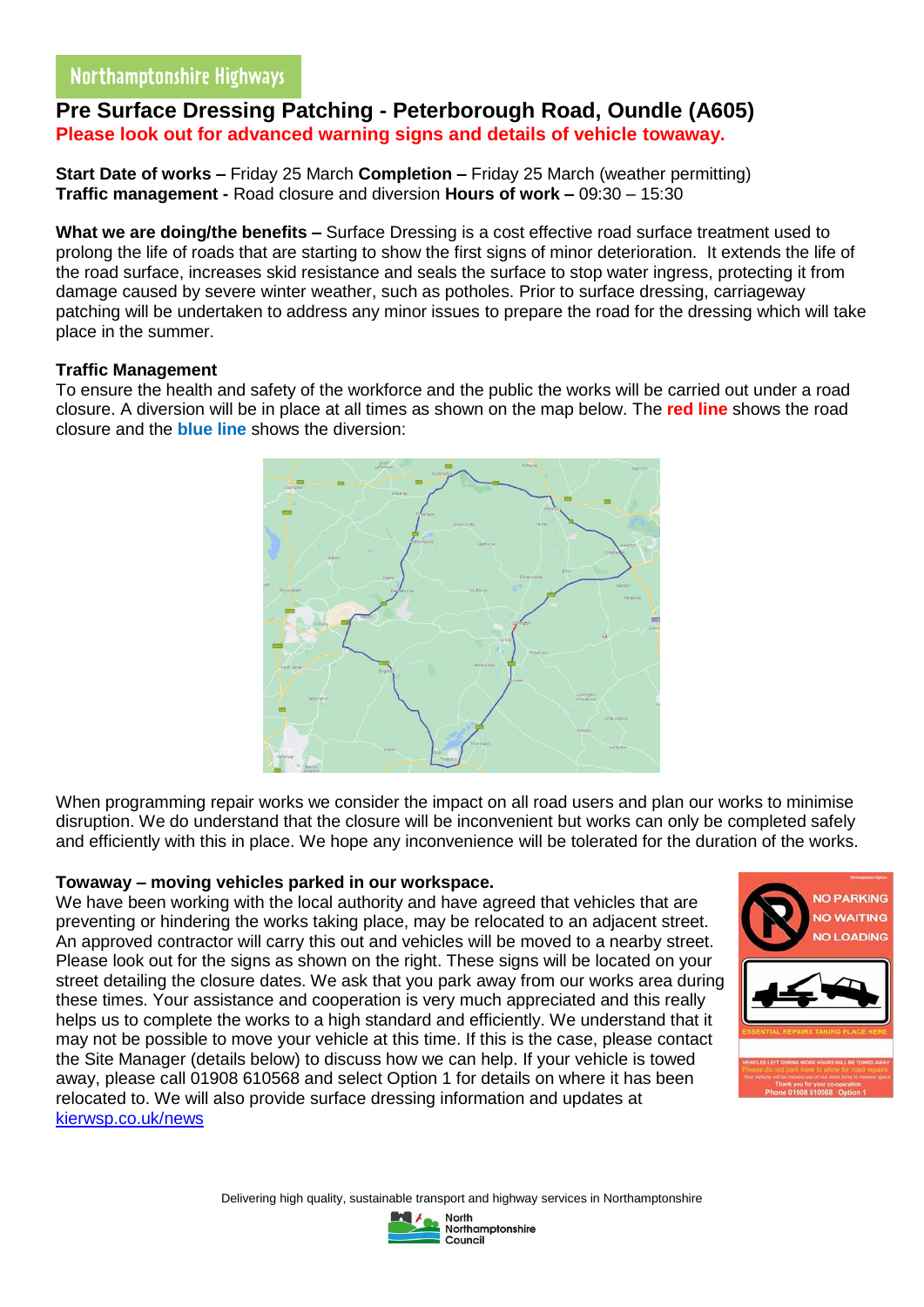Northamptonshire Highways

# Pre Surface Dressing Patching - Peterborough Road, Oundle (A605)

**Please look out for advanced warning signs and details of vehicle towaway.**

**Start Date of works –** Friday 25 March **Completion –** Friday 25 March (weather permitting)
**Traffic management -** Road closure and diversion **Hours of work –** 09:30 – 15:30

**What we are doing/the benefits –** Surface Dressing is a cost effective road surface treatment used to prolong the life of roads that are starting to show the first signs of minor deterioration. It extends the life of the road surface, increases skid resistance and seals the surface to stop water ingress, protecting it from damage caused by severe winter weather, such as potholes. Prior to surface dressing, carriageway patching will be undertaken to address any minor issues to prepare the road for the dressing which will take place in the summer.

**Traffic Management**
To ensure the health and safety of the workforce and the public the works will be carried out under a road closure. A diversion will be in place at all times as shown on the map below. The **red line** shows the road closure and the **blue line** shows the diversion:

When programming repair works we consider the impact on all road users and plan our works to minimise disruption. We do understand that the closure will be inconvenient but works can only be completed safely and efficiently with this in place. We hope any inconvenience will be tolerated for the duration of the works.

**Towaway – moving vehicles parked in our workspace.**
We have been working with the local authority and have agreed that vehicles that are preventing or hindering the works taking place, may be relocated to an adjacent street. An approved contractor will carry this out and vehicles will be moved to a nearby street. Please look out for the signs as shown on the right. These signs will be located on your street detailing the closure dates. We ask that you park away from our works area during these times. Your assistance and cooperation is very much appreciated and this really helps us to complete the works to a high standard and efficiently. We understand that it may not be possible to move your vehicle at this time. If this is the case, please contact the Site Manager (details below) to discuss how we can help. If your vehicle is towed away, please call 01908 610568 and select Option 1 for details on where it has been relocated to. We will also provide surface dressing information and updates at kierwsp.co.uk/news

Delivering high quality, sustainable transport and highway services in Northamptonshire

North Northamptonshire Council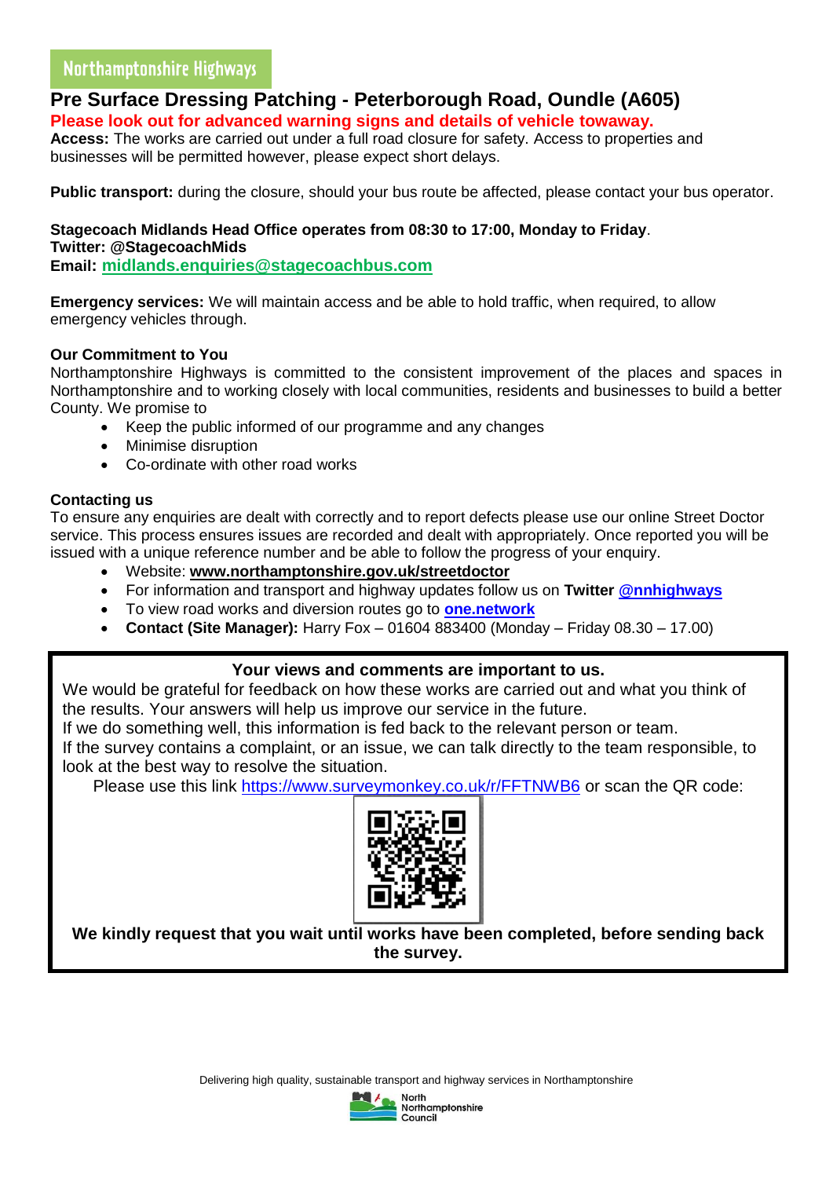Northamptonshire Highways

## Pre Surface Dressing Patching - Peterborough Road, Oundle (A605)

**Please look out for advanced warning signs and details of vehicle towaway.**

**Access:** The works are carried out under a full road closure for safety. Access to properties and businesses will be permitted however, please expect short delays.

**Public transport:** during the closure, should your bus route be affected, please contact your bus operator.

**Stagecoach Midlands Head Office operates from 08:30 to 17:00, Monday to Friday**.
**Twitter: @StagecoachMids**
**Email: midlands.enquiries@stagecoachbus.com**

**Emergency services:** We will maintain access and be able to hold traffic, when required, to allow emergency vehicles through.

**Our Commitment to You**

Northamptonshire Highways is committed to the consistent improvement of the places and spaces in Northamptonshire and to working closely with local communities, residents and businesses to build a better County. We promise to

- Keep the public informed of our programme and any changes
- Minimise disruption
- Co-ordinate with other road works

**Contacting us**

To ensure any enquiries are dealt with correctly and to report defects please use our online Street Doctor service. This process ensures issues are recorded and dealt with appropriately. Once reported you will be issued with a unique reference number and be able to follow the progress of your enquiry.

- Website: **www.northamptonshire.gov.uk/streetdoctor**
- For information and transport and highway updates follow us on **Twitter @nnhighways**
- To view road works and diversion routes go to **one.network**
- **Contact (Site Manager):** Harry Fox – 01604 883400 (Monday – Friday 08.30 – 17.00)

**Your views and comments are important to us.**

We would be grateful for feedback on how these works are carried out and what you think of the results. Your answers will help us improve our service in the future.
If we do something well, this information is fed back to the relevant person or team.
If the survey contains a complaint, or an issue, we can talk directly to the team responsible, to look at the best way to resolve the situation.

Please use this link https://www.surveymonkey.co.uk/r/FFTNWB6 or scan the QR code:

**We kindly request that you wait until works have been completed, before sending back the survey.**

Delivering high quality, sustainable transport and highway services in Northamptonshire

North Northamptonshire Council